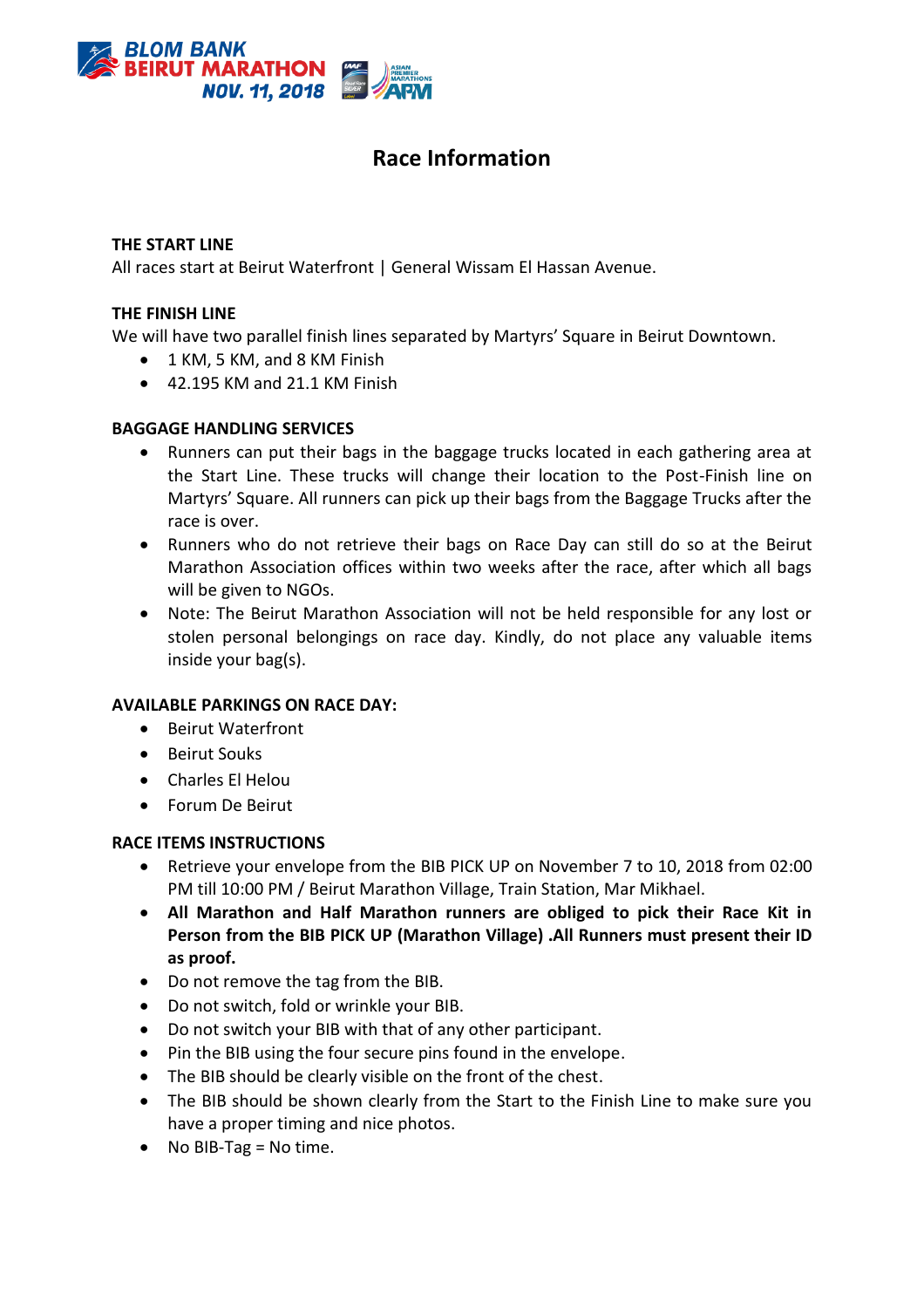BLOM BANK BEIRUT MARATHON NOV. 11, 2018

# Race Information

### THE START LINE

All races start at Beirut Waterfront | General Wissam El Hassan Avenue.

### THE FINISH LINE

We will have two parallel finish lines separated by Martyrs' Square in Beirut Downtown.

- 1 KM, 5 KM, and 8 KM Finish
- 42.195 KM and 21.1 KM Finish

### BAGGAGE HANDLING SERVICES

- Runners can put their bags in the baggage trucks located in each gathering area at the Start Line. These trucks will change their location to the Post-Finish line on Martyrs' Square. All runners can pick up their bags from the Baggage Trucks after the race is over.
- Runners who do not retrieve their bags on Race Day can still do so at the Beirut Marathon Association offices within two weeks after the race, after which all bags will be given to NGOs.
- Note: The Beirut Marathon Association will not be held responsible for any lost or stolen personal belongings on race day. Kindly, do not place any valuable items inside your bag(s).

### AVAILABLE PARKINGS ON RACE DAY:

- Beirut Waterfront
- Beirut Souks
- Charles El Helou
- Forum De Beirut

### RACE ITEMS INSTRUCTIONS

- Retrieve your envelope from the BIB PICK UP on November 7 to 10, 2018 from 02:00 PM till 10:00 PM / Beirut Marathon Village, Train Station, Mar Mikhael.
- **All Marathon and Half Marathon runners are obliged to pick their Race Kit in Person from the BIB PICK UP (Marathon Village) .All Runners must present their ID as proof.**
- Do not remove the tag from the BIB.
- Do not switch, fold or wrinkle your BIB.
- Do not switch your BIB with that of any other participant.
- Pin the BIB using the four secure pins found in the envelope.
- The BIB should be clearly visible on the front of the chest.
- The BIB should be shown clearly from the Start to the Finish Line to make sure you have a proper timing and nice photos.
- No BIB-Tag = No time.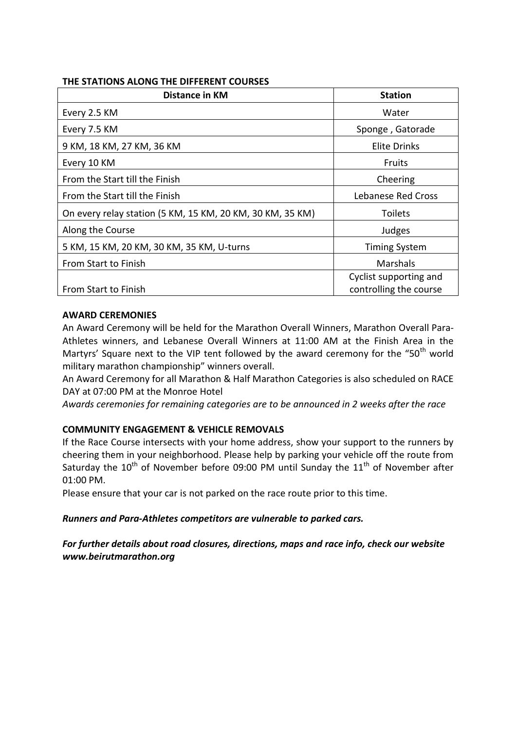**THE STATIONS ALONG THE DIFFERENT COURSES**

| Distance in KM | Station |
| --- | --- |
| Every 2.5 KM | Water |
| Every 7.5 KM | Sponge , Gatorade |
| 9 KM, 18 KM, 27 KM, 36 KM | Elite Drinks |
| Every 10 KM | Fruits |
| From the Start till the Finish | Cheering |
| From the Start till the Finish | Lebanese Red Cross |
| On every relay station (5 KM, 15 KM, 20 KM, 30 KM, 35 KM) | Toilets |
| Along the Course | Judges |
| 5 KM, 15 KM, 20 KM, 30 KM, 35 KM, U-turns | Timing System |
| From Start to Finish | Marshals |
| From Start to Finish | Cyclist supporting and controlling the course |

**AWARD CEREMONIES**

An Award Ceremony will be held for the Marathon Overall Winners, Marathon Overall Para-Athletes winners, and Lebanese Overall Winners at 11:00 AM at the Finish Area in the Martyrs' Square next to the VIP tent followed by the award ceremony for the "50th world military marathon championship" winners overall.

An Award Ceremony for all Marathon & Half Marathon Categories is also scheduled on RACE DAY at 07:00 PM at the Monroe Hotel

*Awards ceremonies for remaining categories are to be announced in 2 weeks after the race*

**COMMUNITY ENGAGEMENT & VEHICLE REMOVALS**

If the Race Course intersects with your home address, show your support to the runners by cheering them in your neighborhood. Please help by parking your vehicle off the route from Saturday the 10th of November before 09:00 PM until Sunday the 11th of November after 01:00 PM.

Please ensure that your car is not parked on the race route prior to this time.

***Runners and Para-Athletes competitors are vulnerable to parked cars.***

***For further details about road closures, directions, maps and race info, check our website www.beirutmarathon.org***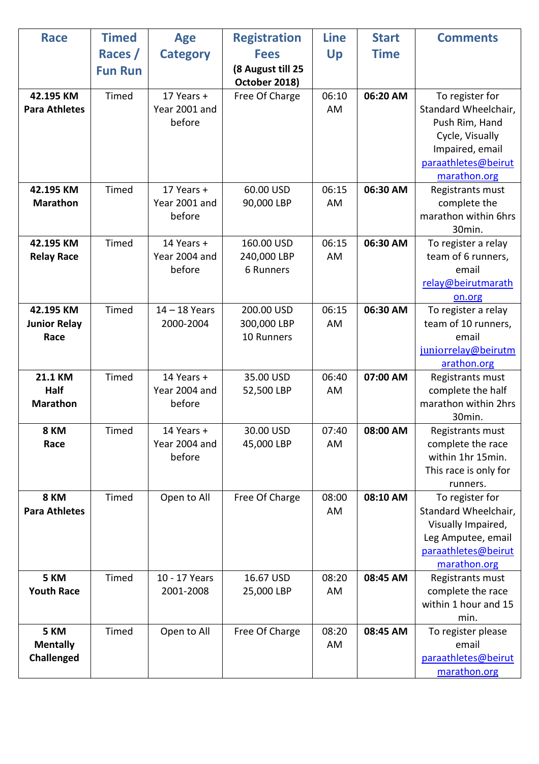| Race | Timed Races / Fun Run | Age Category | Registration Fees (8 August till 25 October 2018) | Line Up | Start Time | Comments |
|---|---|---|---|---|---|---|
| **42.195 KM Para Athletes** | Timed | 17 Years + Year 2001 and before | Free Of Charge | 06:10 AM | **06:20 AM** | To register for Standard Wheelchair, Push Rim, Hand Cycle, Visually Impaired, email paraathletes@beirutmarathon.org |
| **42.195 KM Marathon** | Timed | 17 Years + Year 2001 and before | 60.00 USD 90,000 LBP | 06:15 AM | **06:30 AM** | Registrants must complete the marathon within 6hrs 30min. |
| **42.195 KM Relay Race** | Timed | 14 Years + Year 2004 and before | 160.00 USD 240,000 LBP 6 Runners | 06:15 AM | **06:30 AM** | To register a relay team of 6 runners, email relay@beirutmarathon.org |
| **42.195 KM Junior Relay Race** | Timed | 14 – 18 Years 2000-2004 | 200.00 USD 300,000 LBP 10 Runners | 06:15 AM | **06:30 AM** | To register a relay team of 10 runners, email juniorrelay@beirutmarathon.org |
| **21.1 KM Half Marathon** | Timed | 14 Years + Year 2004 and before | 35.00 USD 52,500 LBP | 06:40 AM | **07:00 AM** | Registrants must complete the half marathon within 2hrs 30min. |
| **8 KM Race** | Timed | 14 Years + Year 2004 and before | 30.00 USD 45,000 LBP | 07:40 AM | **08:00 AM** | Registrants must complete the race within 1hr 15min. This race is only for runners. |
| **8 KM Para Athletes** | Timed | Open to All | Free Of Charge | 08:00 AM | **08:10 AM** | To register for Standard Wheelchair, Visually Impaired, Leg Amputee, email paraathletes@beirutmarathon.org |
| **5 KM Youth Race** | Timed | 10 - 17 Years 2001-2008 | 16.67 USD 25,000 LBP | 08:20 AM | **08:45 AM** | Registrants must complete the race within 1 hour and 15 min. |
| **5 KM Mentally Challenged** | Timed | Open to All | Free Of Charge | 08:20 AM | **08:45 AM** | To register please email paraathletes@beirutmarathon.org |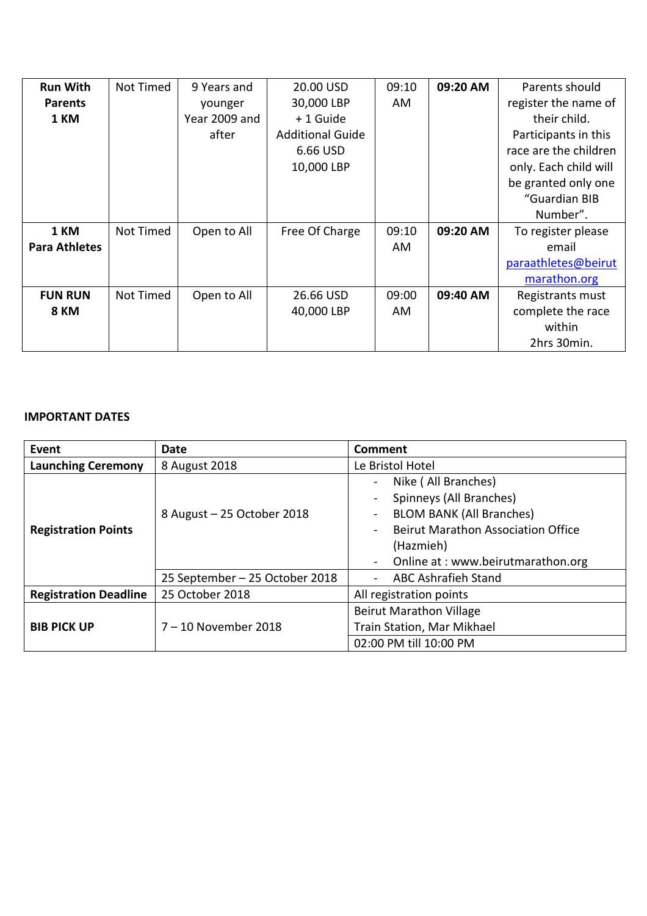| | | | | | | |
|---|---|---|---|---|---|---|
| **Run With Parents 1 KM** | Not Timed | 9 Years and younger Year 2009 and after | 20.00 USD 30,000 LBP + 1 Guide Additional Guide 6.66 USD 10,000 LBP | 09:10 AM | **09:20 AM** | Parents should register the name of their child. Participants in this race are the children only. Each child will be granted only one "Guardian BIB Number". |
| **1 KM Para Athletes** | Not Timed | Open to All | Free Of Charge | 09:10 AM | **09:20 AM** | To register please email paraathletes@beirutmarathon.org |
| **FUN RUN 8 KM** | Not Timed | Open to All | 26.66 USD 40,000 LBP | 09:00 AM | **09:40 AM** | Registrants must complete the race within 2hrs 30min. |

**IMPORTANT DATES**

| **Event** | **Date** | **Comment** |
|---|---|---|
| **Launching Ceremony** | 8 August 2018 | Le Bristol Hotel |
| **Registration Points** | 8 August – 25 October 2018 | - Nike ( All Branches)<br>- Spinneys (All Branches)<br>- BLOM BANK (All Branches)<br>- Beirut Marathon Association Office (Hazmieh)<br>- Online at : www.beirutmarathon.org |
| | 25 September – 25 October 2018 | - ABC Ashrafieh Stand |
| **Registration Deadline** | 25 October 2018 | All registration points |
| **BIB PICK UP** | 7 – 10 November 2018 | Beirut Marathon Village<br>Train Station, Mar Mikhael |
| | | 02:00 PM till 10:00 PM |